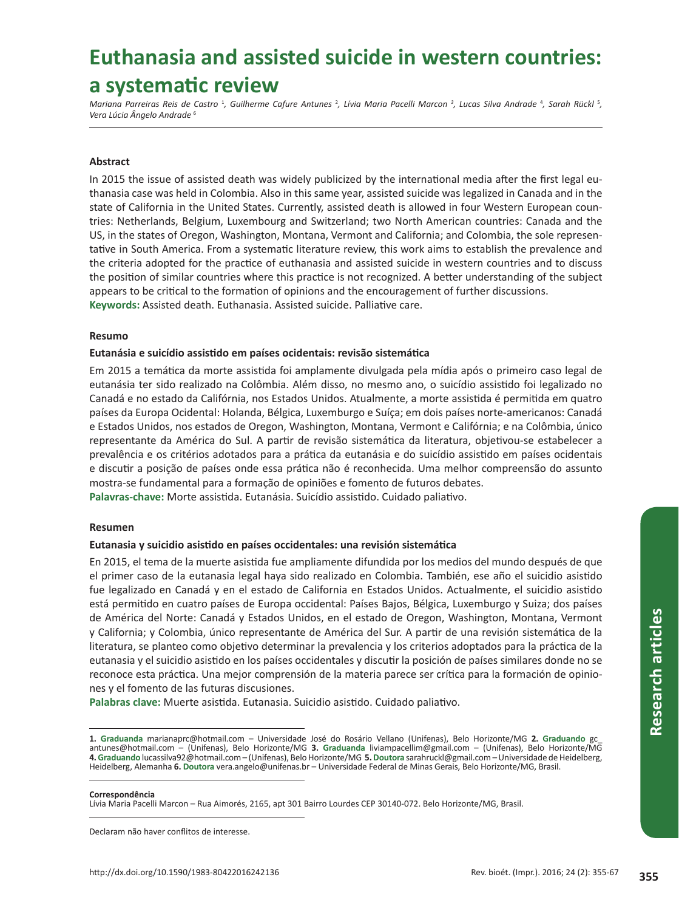# Euthanasia and assisted suicide in western countries: a systematic review

*Mariana Parreiras Reis de Castro* [1], *Guilherme Cafure Antunes* [2], *Lívia Maria Pacelli Marcon* [3], *Lucas Silva Andrade* [4], *Sarah Rückl* [5], *Vera Lúcia Ângelo Andrade* [6]

### Abstract

In 2015 the issue of assisted death was widely publicized by the international media after the first legal euthanasia case was held in Colombia. Also in this same year, assisted suicide was legalized in Canada and in the state of California in the United States. Currently, assisted death is allowed in four Western European countries: Netherlands, Belgium, Luxembourg and Switzerland; two North American countries: Canada and the US, in the states of Oregon, Washington, Montana, Vermont and California; and Colombia, the sole representative in South America. From a systematic literature review, this work aims to establish the prevalence and the criteria adopted for the practice of euthanasia and assisted suicide in western countries and to discuss the position of similar countries where this practice is not recognized. A better understanding of the subject appears to be critical to the formation of opinions and the encouragement of further discussions.

**Keywords:** Assisted death. Euthanasia. Assisted suicide. Palliative care.

### Resumo

**Eutanásia e suicídio assistido em países ocidentais: revisão sistemática**

Em 2015 a temática da morte assistida foi amplamente divulgada pela mídia após o primeiro caso legal de eutanásia ter sido realizado na Colômbia. Além disso, no mesmo ano, o suicídio assistido foi legalizado no Canadá e no estado da Califórnia, nos Estados Unidos. Atualmente, a morte assistida é permitida em quatro países da Europa Ocidental: Holanda, Bélgica, Luxemburgo e Suíça; em dois países norte-americanos: Canadá e Estados Unidos, nos estados de Oregon, Washington, Montana, Vermont e Califórnia; e na Colômbia, único representante da América do Sul. A partir de revisão sistemática da literatura, objetivou-se estabelecer a prevalência e os critérios adotados para a prática da eutanásia e do suicídio assistido em países ocidentais e discutir a posição de países onde essa prática não é reconhecida. Uma melhor compreensão do assunto mostra-se fundamental para a formação de opiniões e fomento de futuros debates.

**Palavras-chave:** Morte assistida. Eutanásia. Suicídio assistido. Cuidado paliativo.

### Resumen

**Eutanasia y suicidio asistido en países occidentales: una revisión sistemática**

En 2015, el tema de la muerte asistida fue ampliamente difundida por los medios del mundo después de que el primer caso de la eutanasia legal haya sido realizado en Colombia. También, ese año el suicidio asistido fue legalizado en Canadá y en el estado de California en Estados Unidos. Actualmente, el suicidio asistido está permitido en cuatro países de Europa occidental: Países Bajos, Bélgica, Luxemburgo y Suiza; dos países de América del Norte: Canadá y Estados Unidos, en el estado de Oregon, Washington, Montana, Vermont y California; y Colombia, único representante de América del Sur. A partir de una revisión sistemática de la literatura, se planteo como objetivo determinar la prevalencia y los criterios adoptados para la práctica de la eutanasia y el suicidio asistido en los países occidentales y discutir la posición de países similares donde no se reconoce esta práctica. Una mejor comprensión de la materia parece ser crítica para la formación de opiniones y el fomento de las futuras discusiones.

**Palabras clave:** Muerte asistida. Eutanasia. Suicidio asistido. Cuidado paliativo.

---

**1. Graduanda** marianaprc@hotmail.com – Universidade José do Rosário Vellano (Unifenas), Belo Horizonte/MG **2. Graduando** gc_antunes@hotmail.com – (Unifenas), Belo Horizonte/MG **3. Graduanda** liviampacellim@gmail.com – (Unifenas), Belo Horizonte/MG **4. Graduando** lucassilva92@hotmail.com – (Unifenas), Belo Horizonte/MG **5. Doutora** sarahruckl@gmail.com – Universidade de Heidelberg, Heidelberg, Alemanha **6. Doutora** vera.angelo@unifenas.br – Universidade Federal de Minas Gerais, Belo Horizonte/MG, Brasil.

**Correspondência**

Lívia Maria Pacelli Marcon – Rua Aimorés, 2165, apt 301 Bairro Lourdes CEP 30140-072. Belo Horizonte/MG, Brasil.

Declaram não haver conflitos de interesse.

http://dx.doi.org/10.1590/1983-80422016242136

Research articles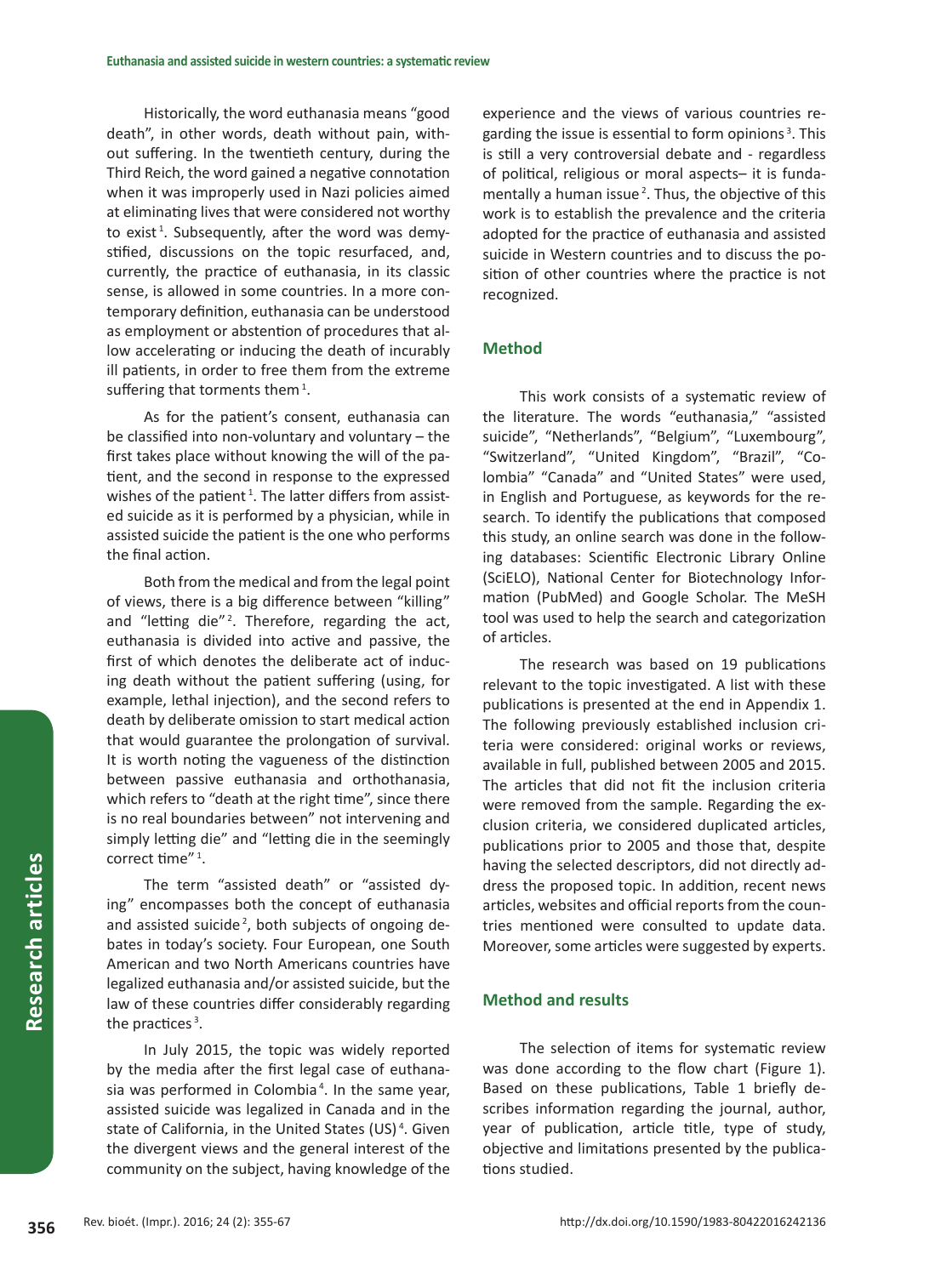Historically, the word euthanasia means "good death", in other words, death without pain, without suffering. In the twentieth century, during the Third Reich, the word gained a negative connotation when it was improperly used in Nazi policies aimed at eliminating lives that were considered not worthy to exist [1]. Subsequently, after the word was demystified, discussions on the topic resurfaced, and, currently, the practice of euthanasia, in its classic sense, is allowed in some countries. In a more contemporary definition, euthanasia can be understood as employment or abstention of procedures that allow accelerating or inducing the death of incurably ill patients, in order to free them from the extreme suffering that torments them [1].

As for the patient's consent, euthanasia can be classified into non-voluntary and voluntary – the first takes place without knowing the will of the patient, and the second in response to the expressed wishes of the patient [1]. The latter differs from assisted suicide as it is performed by a physician, while in assisted suicide the patient is the one who performs the final action.

Both from the medical and from the legal point of views, there is a big difference between "killing" and "letting die" [2]. Therefore, regarding the act, euthanasia is divided into active and passive, the first of which denotes the deliberate act of inducing death without the patient suffering (using, for example, lethal injection), and the second refers to death by deliberate omission to start medical action that would guarantee the prolongation of survival. It is worth noting the vagueness of the distinction between passive euthanasia and orthothanasia, which refers to "death at the right time", since there is no real boundaries between" not intervening and simply letting die" and "letting die in the seemingly correct time" [1].

The term "assisted death" or "assisted dying" encompasses both the concept of euthanasia and assisted suicide [2], both subjects of ongoing debates in today's society. Four European, one South American and two North Americans countries have legalized euthanasia and/or assisted suicide, but the law of these countries differ considerably regarding the practices [3].

In July 2015, the topic was widely reported by the media after the first legal case of euthanasia was performed in Colombia [4]. In the same year, assisted suicide was legalized in Canada and in the state of California, in the United States (US) [4]. Given the divergent views and the general interest of the community on the subject, having knowledge of the experience and the views of various countries regarding the issue is essential to form opinions [3]. This is still a very controversial debate and - regardless of political, religious or moral aspects– it is fundamentally a human issue [2]. Thus, the objective of this work is to establish the prevalence and the criteria adopted for the practice of euthanasia and assisted suicide in Western countries and to discuss the position of other countries where the practice is not recognized.

## Method

This work consists of a systematic review of the literature. The words "euthanasia," "assisted suicide", "Netherlands", "Belgium", "Luxembourg", "Switzerland", "United Kingdom", "Brazil", "Colombia" "Canada" and "United States" were used, in English and Portuguese, as keywords for the research. To identify the publications that composed this study, an online search was done in the following databases: Scientific Electronic Library Online (SciELO), National Center for Biotechnology Information (PubMed) and Google Scholar. The MeSH tool was used to help the search and categorization of articles.

The research was based on 19 publications relevant to the topic investigated. A list with these publications is presented at the end in Appendix 1. The following previously established inclusion criteria were considered: original works or reviews, available in full, published between 2005 and 2015. The articles that did not fit the inclusion criteria were removed from the sample. Regarding the exclusion criteria, we considered duplicated articles, publications prior to 2005 and those that, despite having the selected descriptors, did not directly address the proposed topic. In addition, recent news articles, websites and official reports from the countries mentioned were consulted to update data. Moreover, some articles were suggested by experts.

## Method and results

The selection of items for systematic review was done according to the flow chart (Figure 1). Based on these publications, Table 1 briefly describes information regarding the journal, author, year of publication, article title, type of study, objective and limitations presented by the publications studied.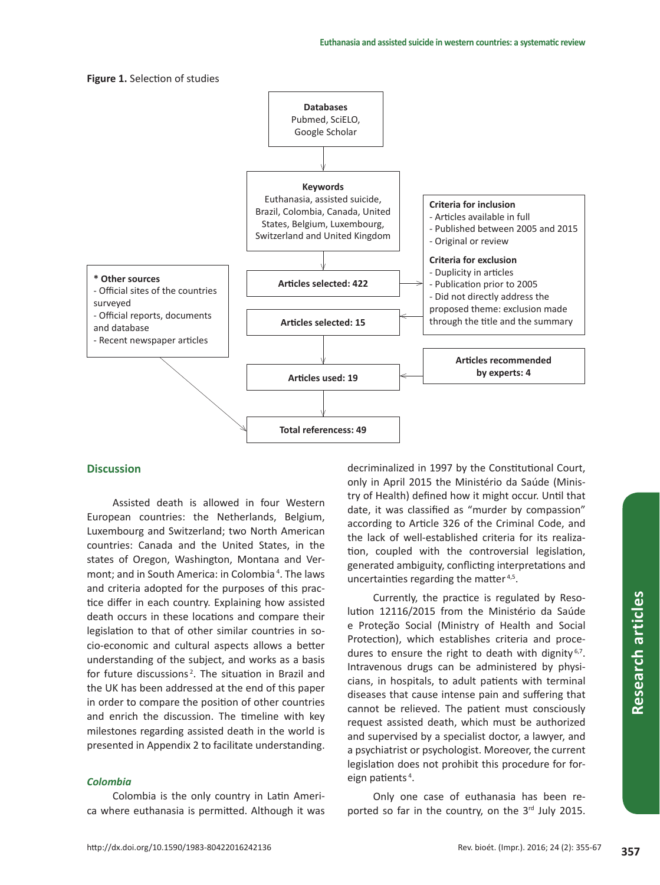**Figure 1.** Selection of studies

**Databases**
Pubmed, SciELO, Google Scholar

**Keywords**
Euthanasia, assisted suicide, Brazil, Colombia, Canada, United States, Belgium, Luxembourg, Switzerland and United Kingdom

**Criteria for inclusion**
- Articles available in full
- Published between 2005 and 2015
- Original or review

**Criteria for exclusion**
- Duplicity in articles
- Publication prior to 2005
- Did not directly address the proposed theme: exclusion made through the title and the summary

**Articles selected: 422**

**Articles selected: 15**

**\* Other sources**
- Official sites of the countries surveyed
- Official reports, documents and database
- Recent newspaper articles

**Articles recommended by experts: 4**

**Articles used: 19**

**Total referencess: 49**

## Discussion

Assisted death is allowed in four Western European countries: the Netherlands, Belgium, Luxembourg and Switzerland; two North American countries: Canada and the United States, in the states of Oregon, Washington, Montana and Vermont; and in South America: in Colombia [4]. The laws and criteria adopted for the purposes of this practice differ in each country. Explaining how assisted death occurs in these locations and compare their legislation to that of other similar countries in socio-economic and cultural aspects allows a better understanding of the subject, and works as a basis for future discussions [2]. The situation in Brazil and the UK has been addressed at the end of this paper in order to compare the position of other countries and enrich the discussion. The timeline with key milestones regarding assisted death in the world is presented in Appendix 2 to facilitate understanding.

### *Colombia*

Colombia is the only country in Latin America where euthanasia is permitted. Although it was decriminalized in 1997 by the Constitutional Court, only in April 2015 the Ministério da Saúde (Ministry of Health) defined how it might occur. Until that date, it was classified as "murder by compassion" according to Article 326 of the Criminal Code, and the lack of well-established criteria for its realization, coupled with the controversial legislation, generated ambiguity, conflicting interpretations and uncertainties regarding the matter [4,5].

Currently, the practice is regulated by Resolution 12116/2015 from the Ministério da Saúde e Proteção Social (Ministry of Health and Social Protection), which establishes criteria and procedures to ensure the right to death with dignity [6,7]. Intravenous drugs can be administered by physicians, in hospitals, to adult patients with terminal diseases that cause intense pain and suffering that cannot be relieved. The patient must consciously request assisted death, which must be authorized and supervised by a specialist doctor, a lawyer, and a psychiatrist or psychologist. Moreover, the current legislation does not prohibit this procedure for foreign patients [4].

Only one case of euthanasia has been reported so far in the country, on the 3rd July 2015.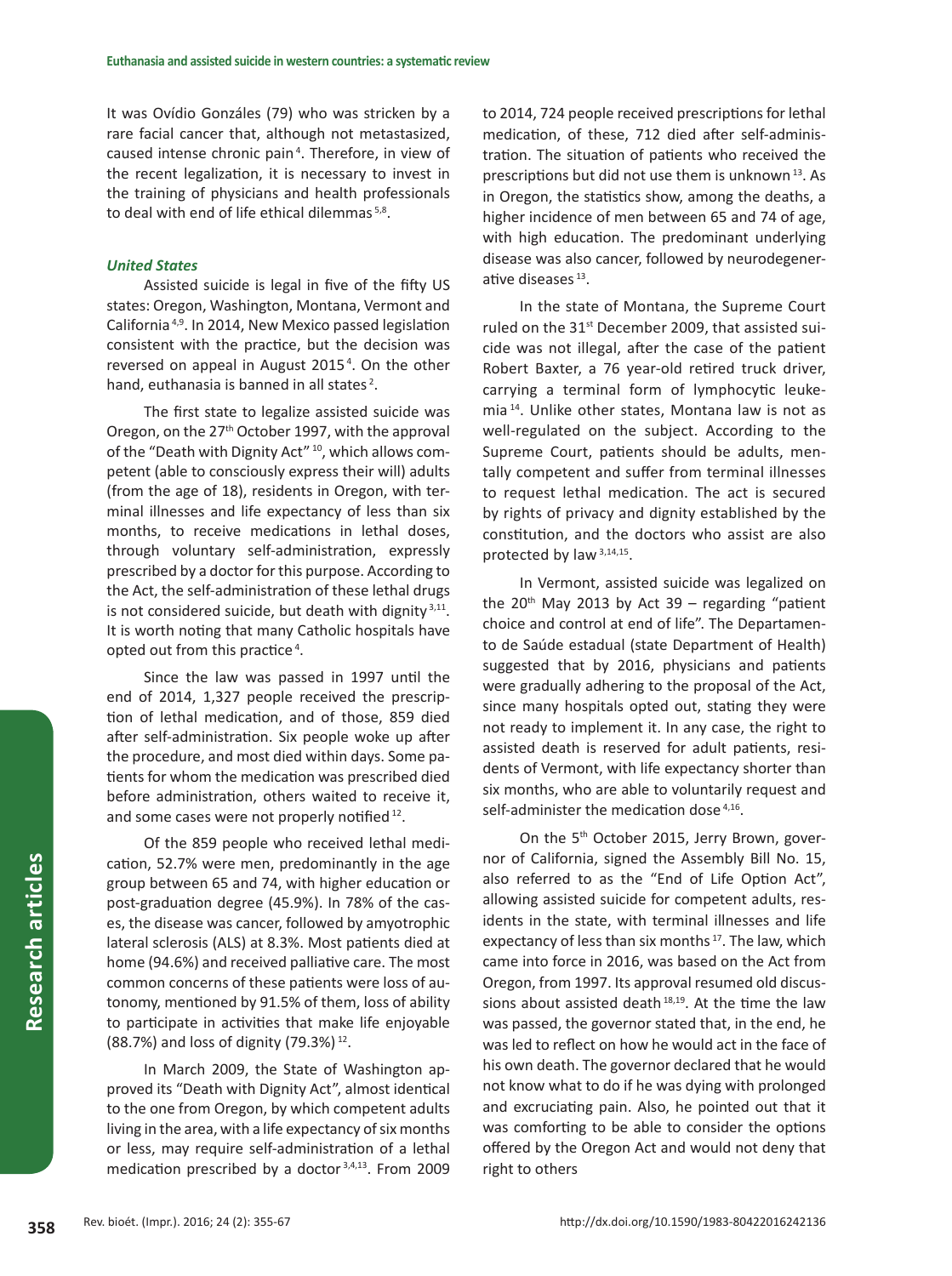It was Ovídio Gonzáles (79) who was stricken by a rare facial cancer that, although not metastasized, caused intense chronic pain [4]. Therefore, in view of the recent legalization, it is necessary to invest in the training of physicians and health professionals to deal with end of life ethical dilemmas [5,8].

### *United States*

Assisted suicide is legal in five of the fifty US states: Oregon, Washington, Montana, Vermont and California [4,9]. In 2014, New Mexico passed legislation consistent with the practice, but the decision was reversed on appeal in August 2015 [4]. On the other hand, euthanasia is banned in all states [2].

The first state to legalize assisted suicide was Oregon, on the 27th October 1997, with the approval of the "Death with Dignity Act" [10], which allows competent (able to consciously express their will) adults (from the age of 18), residents in Oregon, with terminal illnesses and life expectancy of less than six months, to receive medications in lethal doses, through voluntary self-administration, expressly prescribed by a doctor for this purpose. According to the Act, the self-administration of these lethal drugs is not considered suicide, but death with dignity [3,11]. It is worth noting that many Catholic hospitals have opted out from this practice [4].

Since the law was passed in 1997 until the end of 2014, 1,327 people received the prescription of lethal medication, and of those, 859 died after self-administration. Six people woke up after the procedure, and most died within days. Some patients for whom the medication was prescribed died before administration, others waited to receive it, and some cases were not properly notified [12].

Of the 859 people who received lethal medication, 52.7% were men, predominantly in the age group between 65 and 74, with higher education or post-graduation degree (45.9%). In 78% of the cases, the disease was cancer, followed by amyotrophic lateral sclerosis (ALS) at 8.3%. Most patients died at home (94.6%) and received palliative care. The most common concerns of these patients were loss of autonomy, mentioned by 91.5% of them, loss of ability to participate in activities that make life enjoyable (88.7%) and loss of dignity (79.3%) [12].

In March 2009, the State of Washington approved its "Death with Dignity Act", almost identical to the one from Oregon, by which competent adults living in the area, with a life expectancy of six months or less, may require self-administration of a lethal medication prescribed by a doctor [3,4,13]. From 2009 to 2014, 724 people received prescriptions for lethal medication, of these, 712 died after self-administration. The situation of patients who received the prescriptions but did not use them is unknown [13]. As in Oregon, the statistics show, among the deaths, a higher incidence of men between 65 and 74 of age, with high education. The predominant underlying disease was also cancer, followed by neurodegenerative diseases [13].

In the state of Montana, the Supreme Court ruled on the 31st December 2009, that assisted suicide was not illegal, after the case of the patient Robert Baxter, a 76 year-old retired truck driver, carrying a terminal form of lymphocytic leukemia [14]. Unlike other states, Montana law is not as well-regulated on the subject. According to the Supreme Court, patients should be adults, mentally competent and suffer from terminal illnesses to request lethal medication. The act is secured by rights of privacy and dignity established by the constitution, and the doctors who assist are also protected by law [3,14,15].

In Vermont, assisted suicide was legalized on the 20th May 2013 by Act 39 – regarding "patient choice and control at end of life". The Departamento de Saúde estadual (state Department of Health) suggested that by 2016, physicians and patients were gradually adhering to the proposal of the Act, since many hospitals opted out, stating they were not ready to implement it. In any case, the right to assisted death is reserved for adult patients, residents of Vermont, with life expectancy shorter than six months, who are able to voluntarily request and self-administer the medication dose [4,16].

On the 5th October 2015, Jerry Brown, governor of California, signed the Assembly Bill No. 15, also referred to as the "End of Life Option Act", allowing assisted suicide for competent adults, residents in the state, with terminal illnesses and life expectancy of less than six months [17]. The law, which came into force in 2016, was based on the Act from Oregon, from 1997. Its approval resumed old discussions about assisted death [18,19]. At the time the law was passed, the governor stated that, in the end, he was led to reflect on how he would act in the face of his own death. The governor declared that he would not know what to do if he was dying with prolonged and excruciating pain. Also, he pointed out that it was comforting to be able to consider the options offered by the Oregon Act and would not deny that right to others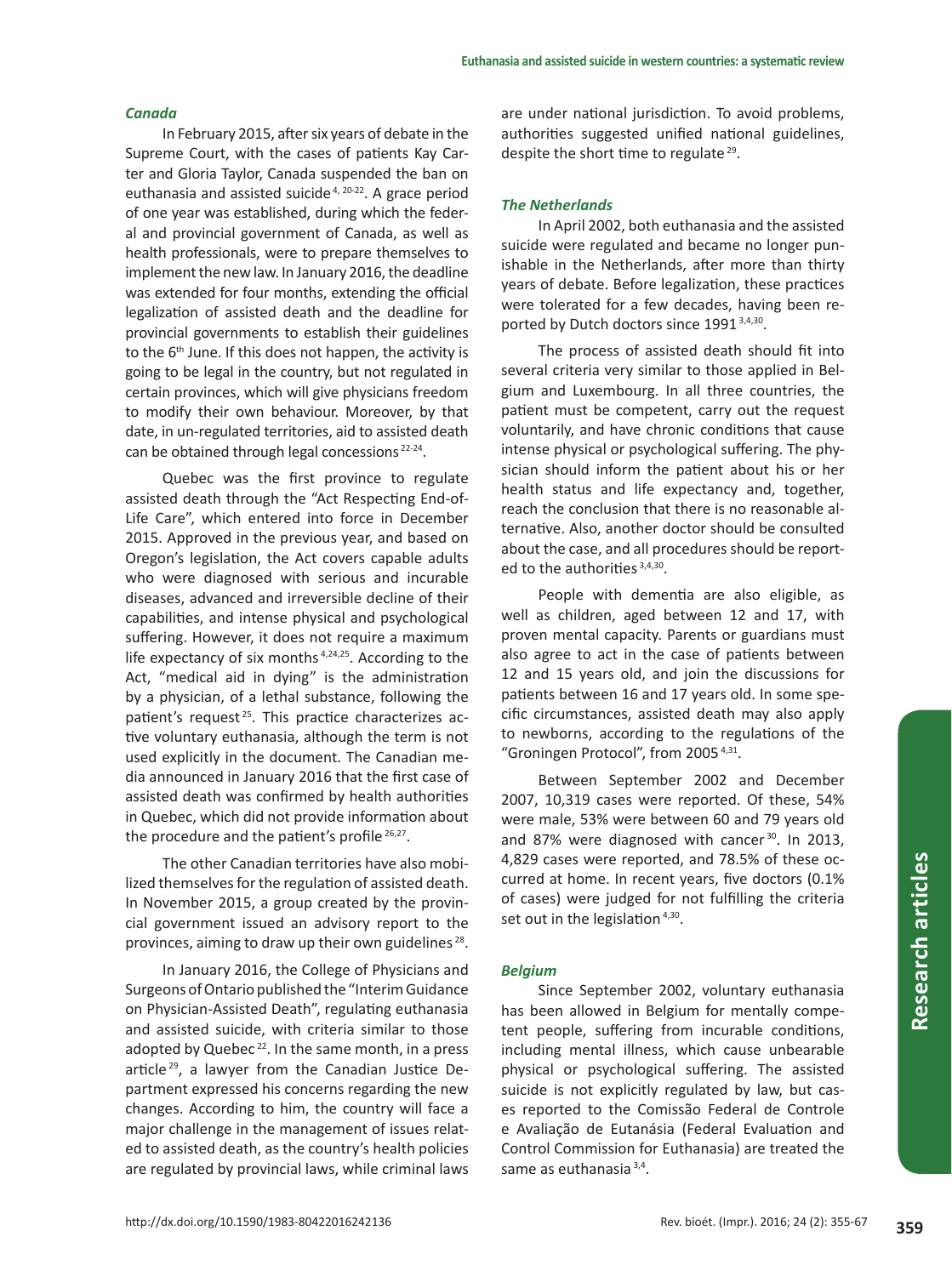### *Canada*

In February 2015, after six years of debate in the Supreme Court, with the cases of patients Kay Carter and Gloria Taylor, Canada suspended the ban on euthanasia and assisted suicide [4, 20-22]. A grace period of one year was established, during which the federal and provincial government of Canada, as well as health professionals, were to prepare themselves to implement the new law. In January 2016, the deadline was extended for four months, extending the official legalization of assisted death and the deadline for provincial governments to establish their guidelines to the 6th June. If this does not happen, the activity is going to be legal in the country, but not regulated in certain provinces, which will give physicians freedom to modify their own behaviour. Moreover, by that date, in un-regulated territories, aid to assisted death can be obtained through legal concessions [22-24].

Quebec was the first province to regulate assisted death through the "Act Respecting End-of-Life Care", which entered into force in December 2015. Approved in the previous year, and based on Oregon's legislation, the Act covers capable adults who were diagnosed with serious and incurable diseases, advanced and irreversible decline of their capabilities, and intense physical and psychological suffering. However, it does not require a maximum life expectancy of six months [4,24,25]. According to the Act, "medical aid in dying" is the administration by a physician, of a lethal substance, following the patient's request [25]. This practice characterizes active voluntary euthanasia, although the term is not used explicitly in the document. The Canadian media announced in January 2016 that the first case of assisted death was confirmed by health authorities in Quebec, which did not provide information about the procedure and the patient's profile [26,27].

The other Canadian territories have also mobilized themselves for the regulation of assisted death. In November 2015, a group created by the provincial government issued an advisory report to the provinces, aiming to draw up their own guidelines [28].

In January 2016, the College of Physicians and Surgeons of Ontario published the "Interim Guidance on Physician-Assisted Death", regulating euthanasia and assisted suicide, with criteria similar to those adopted by Quebec [22]. In the same month, in a press article [29], a lawyer from the Canadian Justice Department expressed his concerns regarding the new changes. According to him, the country will face a major challenge in the management of issues related to assisted death, as the country's health policies are regulated by provincial laws, while criminal laws are under national jurisdiction. To avoid problems, authorities suggested unified national guidelines, despite the short time to regulate [29].

### *The Netherlands*

In April 2002, both euthanasia and the assisted suicide were regulated and became no longer punishable in the Netherlands, after more than thirty years of debate. Before legalization, these practices were tolerated for a few decades, having been reported by Dutch doctors since 1991 [3,4,30].

The process of assisted death should fit into several criteria very similar to those applied in Belgium and Luxembourg. In all three countries, the patient must be competent, carry out the request voluntarily, and have chronic conditions that cause intense physical or psychological suffering. The physician should inform the patient about his or her health status and life expectancy and, together, reach the conclusion that there is no reasonable alternative. Also, another doctor should be consulted about the case, and all procedures should be reported to the authorities [3,4,30].

People with dementia are also eligible, as well as children, aged between 12 and 17, with proven mental capacity. Parents or guardians must also agree to act in the case of patients between 12 and 15 years old, and join the discussions for patients between 16 and 17 years old. In some specific circumstances, assisted death may also apply to newborns, according to the regulations of the "Groningen Protocol", from 2005 [4,31].

Between September 2002 and December 2007, 10,319 cases were reported. Of these, 54% were male, 53% were between 60 and 79 years old and 87% were diagnosed with cancer [30]. In 2013, 4,829 cases were reported, and 78.5% of these occurred at home. In recent years, five doctors (0.1% of cases) were judged for not fulfilling the criteria set out in the legislation [4,30].

### *Belgium*

Since September 2002, voluntary euthanasia has been allowed in Belgium for mentally competent people, suffering from incurable conditions, including mental illness, which cause unbearable physical or psychological suffering. The assisted suicide is not explicitly regulated by law, but cases reported to the Comissão Federal de Controle e Avaliação de Eutanásia (Federal Evaluation and Control Commission for Euthanasia) are treated the same as euthanasia [3,4].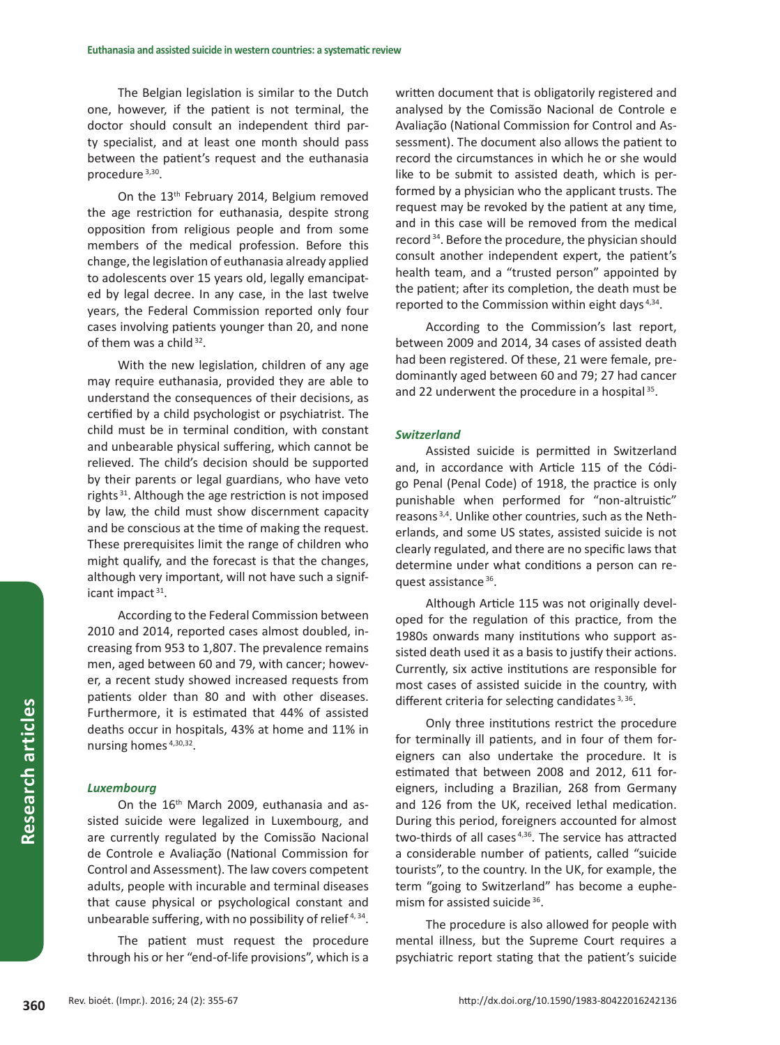The Belgian legislation is similar to the Dutch one, however, if the patient is not terminal, the doctor should consult an independent third party specialist, and at least one month should pass between the patient's request and the euthanasia procedure [3,30].

On the 13th February 2014, Belgium removed the age restriction for euthanasia, despite strong opposition from religious people and from some members of the medical profession. Before this change, the legislation of euthanasia already applied to adolescents over 15 years old, legally emancipated by legal decree. In any case, in the last twelve years, the Federal Commission reported only four cases involving patients younger than 20, and none of them was a child [32].

With the new legislation, children of any age may require euthanasia, provided they are able to understand the consequences of their decisions, as certified by a child psychologist or psychiatrist. The child must be in terminal condition, with constant and unbearable physical suffering, which cannot be relieved. The child's decision should be supported by their parents or legal guardians, who have veto rights [31]. Although the age restriction is not imposed by law, the child must show discernment capacity and be conscious at the time of making the request. These prerequisites limit the range of children who might qualify, and the forecast is that the changes, although very important, will not have such a significant impact [31].

According to the Federal Commission between 2010 and 2014, reported cases almost doubled, increasing from 953 to 1,807. The prevalence remains men, aged between 60 and 79, with cancer; however, a recent study showed increased requests from patients older than 80 and with other diseases. Furthermore, it is estimated that 44% of assisted deaths occur in hospitals, 43% at home and 11% in nursing homes [4,30,32].

### *Luxembourg*

On the 16th March 2009, euthanasia and assisted suicide were legalized in Luxembourg, and are currently regulated by the Comissão Nacional de Controle e Avaliação (National Commission for Control and Assessment). The law covers competent adults, people with incurable and terminal diseases that cause physical or psychological constant and unbearable suffering, with no possibility of relief [4,34].

The patient must request the procedure through his or her "end-of-life provisions", which is a written document that is obligatorily registered and analysed by the Comissão Nacional de Controle e Avaliação (National Commission for Control and Assessment). The document also allows the patient to record the circumstances in which he or she would like to be submit to assisted death, which is performed by a physician who the applicant trusts. The request may be revoked by the patient at any time, and in this case will be removed from the medical record [34]. Before the procedure, the physician should consult another independent expert, the patient's health team, and a "trusted person" appointed by the patient; after its completion, the death must be reported to the Commission within eight days [4,34].

According to the Commission's last report, between 2009 and 2014, 34 cases of assisted death had been registered. Of these, 21 were female, predominantly aged between 60 and 79; 27 had cancer and 22 underwent the procedure in a hospital [35].

### *Switzerland*

Assisted suicide is permitted in Switzerland and, in accordance with Article 115 of the Código Penal (Penal Code) of 1918, the practice is only punishable when performed for "non-altruistic" reasons [3,4]. Unlike other countries, such as the Netherlands, and some US states, assisted suicide is not clearly regulated, and there are no specific laws that determine under what conditions a person can request assistance [36].

Although Article 115 was not originally developed for the regulation of this practice, from the 1980s onwards many institutions who support assisted death used it as a basis to justify their actions. Currently, six active institutions are responsible for most cases of assisted suicide in the country, with different criteria for selecting candidates [3,36].

Only three institutions restrict the procedure for terminally ill patients, and in four of them foreigners can also undertake the procedure. It is estimated that between 2008 and 2012, 611 foreigners, including a Brazilian, 268 from Germany and 126 from the UK, received lethal medication. During this period, foreigners accounted for almost two-thirds of all cases [4,36]. The service has attracted a considerable number of patients, called "suicide tourists", to the country. In the UK, for example, the term "going to Switzerland" has become a euphemism for assisted suicide [36].

The procedure is also allowed for people with mental illness, but the Supreme Court requires a psychiatric report stating that the patient's suicide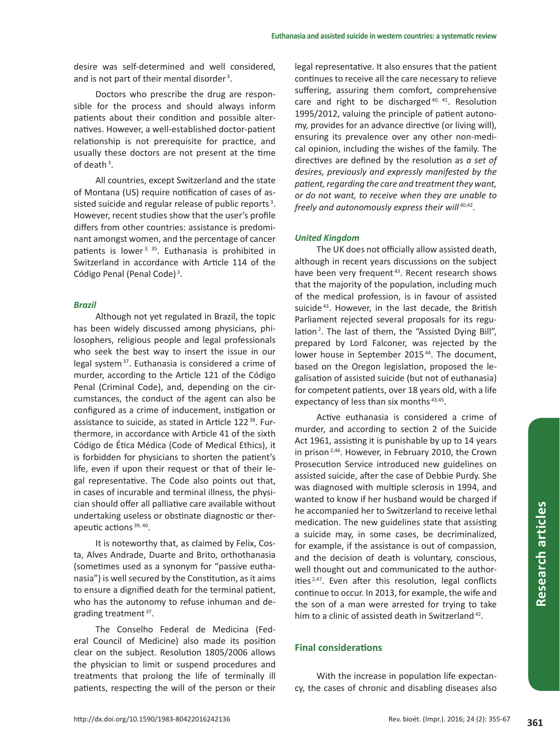desire was self-determined and well considered, and is not part of their mental disorder[3].

Doctors who prescribe the drug are responsible for the process and should always inform patients about their condition and possible alternatives. However, a well-established doctor-patient relationship is not prerequisite for practice, and usually these doctors are not present at the time of death[3].

All countries, except Switzerland and the state of Montana (US) require notification of cases of assisted suicide and regular release of public reports[3]. However, recent studies show that the user's profile differs from other countries: assistance is predominant amongst women, and the percentage of cancer patients is lower[3, 35]. Euthanasia is prohibited in Switzerland in accordance with Article 114 of the Código Penal (Penal Code)[3].

### *Brazil*

Although not yet regulated in Brazil, the topic has been widely discussed among physicians, philosophers, religious people and legal professionals who seek the best way to insert the issue in our legal system[37]. Euthanasia is considered a crime of murder, according to the Article 121 of the Código Penal (Criminal Code), and, depending on the circumstances, the conduct of the agent can also be configured as a crime of inducement, instigation or assistance to suicide, as stated in Article 122[38]. Furthermore, in accordance with Article 41 of the sixth Código de Ética Médica (Code of Medical Ethics), it is forbidden for physicians to shorten the patient's life, even if upon their request or that of their legal representative. The Code also points out that, in cases of incurable and terminal illness, the physician should offer all palliative care available without undertaking useless or obstinate diagnostic or therapeutic actions[39, 40].

It is noteworthy that, as claimed by Felix, Costa, Alves Andrade, Duarte and Brito, orthothanasia (sometimes used as a synonym for "passive euthanasia") is well secured by the Constitution, as it aims to ensure a dignified death for the terminal patient, who has the autonomy to refuse inhuman and degrading treatment[37].

The Conselho Federal de Medicina (Federal Council of Medicine) also made its position clear on the subject. Resolution 1805/2006 allows the physician to limit or suspend procedures and treatments that prolong the life of terminally ill patients, respecting the will of the person or their legal representative. It also ensures that the patient continues to receive all the care necessary to relieve suffering, assuring them comfort, comprehensive care and right to be discharged[40, 41]. Resolution 1995/2012, valuing the principle of patient autonomy, provides for an advance directive (or living will), ensuring its prevalence over any other non-medical opinion, including the wishes of the family. The directives are defined by the resolution as *a set of desires, previously and expressly manifested by the patient, regarding the care and treatment they want, or do not want, to receive when they are unable to freely and autonomously express their will*[40,42].

### *United Kingdom*

The UK does not officially allow assisted death, although in recent years discussions on the subject have been very frequent[43]. Recent research shows that the majority of the population, including much of the medical profession, is in favour of assisted suicide[43]. However, in the last decade, the British Parliament rejected several proposals for its regulation[2]. The last of them, the "Assisted Dying Bill", prepared by Lord Falconer, was rejected by the lower house in September 2015[44]. The document, based on the Oregon legislation, proposed the legalisation of assisted suicide (but not of euthanasia) for competent patients, over 18 years old, with a life expectancy of less than six months[43,45].

Active euthanasia is considered a crime of murder, and according to section 2 of the Suicide Act 1961, assisting it is punishable by up to 14 years in prison[2,46]. However, in February 2010, the Crown Prosecution Service introduced new guidelines on assisted suicide, after the case of Debbie Purdy. She was diagnosed with multiple sclerosis in 1994, and wanted to know if her husband would be charged if he accompanied her to Switzerland to receive lethal medication. The new guidelines state that assisting a suicide may, in some cases, be decriminalized, for example, if the assistance is out of compassion, and the decision of death is voluntary, conscious, well thought out and communicated to the authorities[2,47]. Even after this resolution, legal conflicts continue to occur. In 2013, for example, the wife and the son of a man were arrested for trying to take him to a clinic of assisted death in Switzerland[42].

## Final considerations

With the increase in population life expectancy, the cases of chronic and disabling diseases also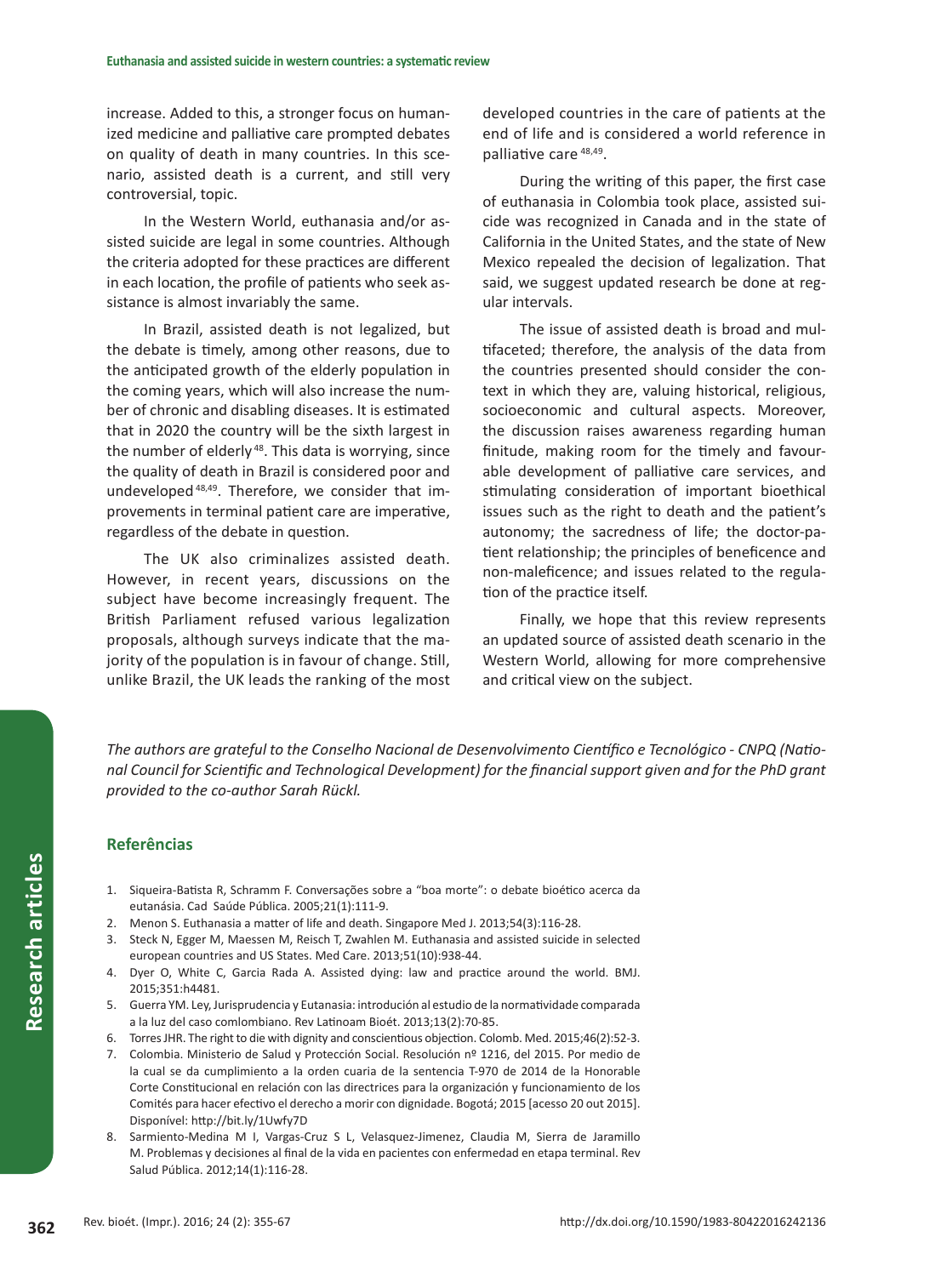increase. Added to this, a stronger focus on humanized medicine and palliative care prompted debates on quality of death in many countries. In this scenario, assisted death is a current, and still very controversial, topic.

In the Western World, euthanasia and/or assisted suicide are legal in some countries. Although the criteria adopted for these practices are different in each location, the profile of patients who seek assistance is almost invariably the same.

In Brazil, assisted death is not legalized, but the debate is timely, among other reasons, due to the anticipated growth of the elderly population in the coming years, which will also increase the number of chronic and disabling diseases. It is estimated that in 2020 the country will be the sixth largest in the number of elderly [48]. This data is worrying, since the quality of death in Brazil is considered poor and undeveloped [48,49]. Therefore, we consider that improvements in terminal patient care are imperative, regardless of the debate in question.

The UK also criminalizes assisted death. However, in recent years, discussions on the subject have become increasingly frequent. The British Parliament refused various legalization proposals, although surveys indicate that the majority of the population is in favour of change. Still, unlike Brazil, the UK leads the ranking of the most developed countries in the care of patients at the end of life and is considered a world reference in palliative care [48,49].

During the writing of this paper, the first case of euthanasia in Colombia took place, assisted suicide was recognized in Canada and in the state of California in the United States, and the state of New Mexico repealed the decision of legalization. That said, we suggest updated research be done at regular intervals.

The issue of assisted death is broad and multifaceted; therefore, the analysis of the data from the countries presented should consider the context in which they are, valuing historical, religious, socioeconomic and cultural aspects. Moreover, the discussion raises awareness regarding human finitude, making room for the timely and favourable development of palliative care services, and stimulating consideration of important bioethical issues such as the right to death and the patient's autonomy; the sacredness of life; the doctor-patient relationship; the principles of beneficence and non-maleficence; and issues related to the regulation of the practice itself.

Finally, we hope that this review represents an updated source of assisted death scenario in the Western World, allowing for more comprehensive and critical view on the subject.

*The authors are grateful to the Conselho Nacional de Desenvolvimento Científico e Tecnológico - CNPQ (National Council for Scientific and Technological Development) for the financial support given and for the PhD grant provided to the co-author Sarah Rückl.*

## Referências

1. Siqueira-Batista R, Schramm F. Conversações sobre a "boa morte": o debate bioético acerca da eutanásia. Cad Saúde Pública. 2005;21(1):111-9.
2. Menon S. Euthanasia a matter of life and death. Singapore Med J. 2013;54(3):116-28.
3. Steck N, Egger M, Maessen M, Reisch T, Zwahlen M. Euthanasia and assisted suicide in selected european countries and US States. Med Care. 2013;51(10):938-44.
4. Dyer O, White C, Garcia Rada A. Assisted dying: law and practice around the world. BMJ. 2015;351:h4481.
5. Guerra YM. Ley, Jurisprudencia y Eutanasia: introdución al estudio de la normatividade comparada a la luz del caso comlombiano. Rev Latinoam Bioét. 2013;13(2):70-85.
6. Torres JHR. The right to die with dignity and conscientious objection. Colomb. Med. 2015;46(2):52-3.
7. Colombia. Ministerio de Salud y Protección Social. Resolución nº 1216, del 2015. Por medio de la cual se da cumplimiento a la orden cuaria de la sentencia T-970 de 2014 de la Honorable Corte Constitucional en relación con las directrices para la organización y funcionamiento de los Comités para hacer efectivo el derecho a morir con dignidade. Bogotá; 2015 [acesso 20 out 2015]. Disponível: http://bit.ly/1Uwfy7D
8. Sarmiento-Medina M I, Vargas-Cruz S L, Velasquez-Jimenez, Claudia M, Sierra de Jaramillo M. Problemas y decisiones al final de la vida en pacientes con enfermedad en etapa terminal. Rev Salud Pública. 2012;14(1):116-28.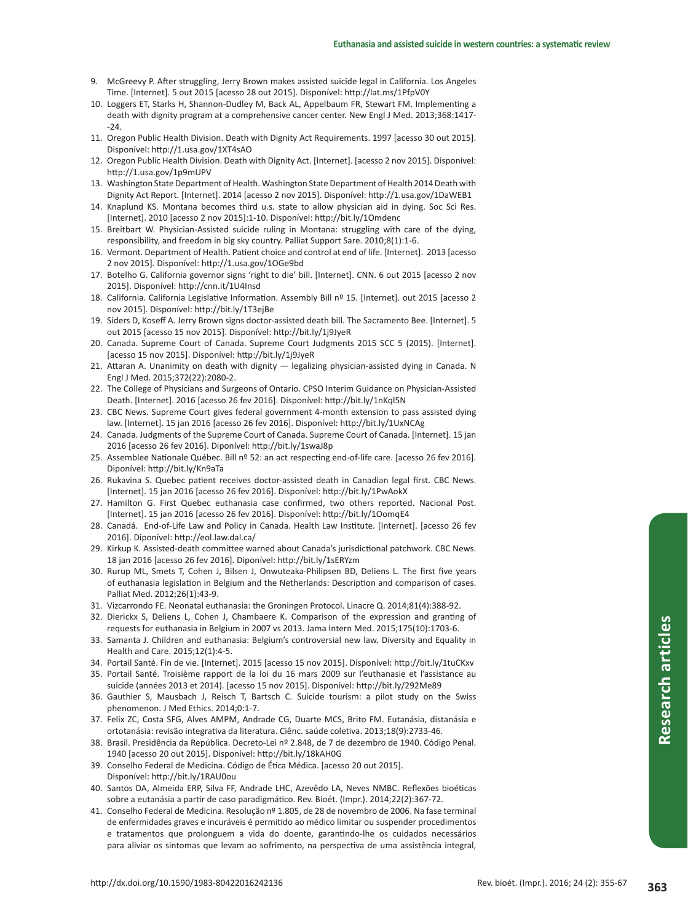9. McGreevy P. After struggling, Jerry Brown makes assisted suicide legal in California. Los Angeles Time. [Internet]. 5 out 2015 [acesso 28 out 2015]. Disponível: http://lat.ms/1PfpV0Y
10. Loggers ET, Starks H, Shannon-Dudley M, Back AL, Appelbaum FR, Stewart FM. Implementing a death with dignity program at a comprehensive cancer center. New Engl J Med. 2013;368:1417--24.
11. Oregon Public Health Division. Death with Dignity Act Requirements. 1997 [acesso 30 out 2015]. Disponível: http://1.usa.gov/1XT4sAO
12. Oregon Public Health Division. Death with Dignity Act. [Internet]. [acesso 2 nov 2015]. Disponível: http://1.usa.gov/1p9mUPV
13. Washington State Department of Health. Washington State Department of Health 2014 Death with Dignity Act Report. [Internet]. 2014 [acesso 2 nov 2015]. Disponível: http://1.usa.gov/1DaWEB1
14. Knaplund KS. Montana becomes third u.s. state to allow physician aid in dying. Soc Sci Res. [Internet]. 2010 [acesso 2 nov 2015]:1-10. Disponível: http://bit.ly/1Omdenc
15. Breitbart W. Physician-Assisted suicide ruling in Montana: struggling with care of the dying, responsibility, and freedom in big sky country. Palliat Support Sare. 2010;8(1):1-6.
16. Vermont. Department of Health. Patient choice and control at end of life. [Internet]. 2013 [acesso 2 nov 2015]. Disponível: http://1.usa.gov/1OGe9bd
17. Botelho G. California governor signs 'right to die' bill. [Internet]. CNN. 6 out 2015 [acesso 2 nov 2015]. Disponível: http://cnn.it/1U4Insd
18. California. California Legislative Information. Assembly Bill nº 15. [Internet]. out 2015 [acesso 2 nov 2015]. Disponível: http://bit.ly/1T3ejBe
19. Siders D, Koseff A. Jerry Brown signs doctor-assisted death bill. The Sacramento Bee. [Internet]. 5 out 2015 [acesso 15 nov 2015]. Disponível: http://bit.ly/1j9JyeR
20. Canada. Supreme Court of Canada. Supreme Court Judgments 2015 SCC 5 (2015). [Internet]. [acesso 15 nov 2015]. Disponível: http://bit.ly/1j9JyeR
21. Attaran A. Unanimity on death with dignity — legalizing physician-assisted dying in Canada. N Engl J Med. 2015;372(22):2080-2.
22. The College of Physicians and Surgeons of Ontario. CPSO Interim Guidance on Physician-Assisted Death. [Internet]. 2016 [acesso 26 fev 2016]. Disponível: http://bit.ly/1nKql5N
23. CBC News. Supreme Court gives federal government 4-month extension to pass assisted dying law. [Internet]. 15 jan 2016 [acesso 26 fev 2016]. Disponível: http://bit.ly/1UxNCAg
24. Canada. Judgments of the Supreme Court of Canada. Supreme Court of Canada. [Internet]. 15 jan 2016 [acesso 26 fev 2016]. Diponível: http://bit.ly/1swaJ8p
25. Assemblee Nationale Québec. Bill nº 52: an act respecting end-of-life care. [acesso 26 fev 2016]. Diponível: http://bit.ly/Kn9aTa
26. Rukavina S. Quebec patient receives doctor-assisted death in Canadian legal first. CBC News. [Internet]. 15 jan 2016 [acesso 26 fev 2016]. Disponível: http://bit.ly/1PwAokX
27. Hamilton G. First Quebec euthanasia case confirmed, two others reported. Nacional Post. [Internet]. 15 jan 2016 [acesso 26 fev 2016]. Disponível: http://bit.ly/1OomqE4
28. Canadá. End-of-Life Law and Policy in Canada. Health Law Institute. [Internet]. [acesso 26 fev 2016]. Diponível: http://eol.law.dal.ca/
29. Kirkup K. Assisted-death committee warned about Canada's jurisdictional patchwork. CBC News. 18 jan 2016 [acesso 26 fev 2016]. Diponível: http://bit.ly/1sERYzm
30. Rurup ML, Smets T, Cohen J, Bilsen J, Onwuteaka-Philipsen BD, Deliens L. The first five years of euthanasia legislation in Belgium and the Netherlands: Description and comparison of cases. Palliat Med. 2012;26(1):43-9.
31. Vizcarrondo FE. Neonatal euthanasia: the Groningen Protocol. Linacre Q. 2014;81(4):388-92.
32. Dierickx S, Deliens L, Cohen J, Chambaere K. Comparison of the expression and granting of requests for euthanasia in Belgium in 2007 vs 2013. Jama Intern Med. 2015;175(10):1703-6.
33. Samanta J. Children and euthanasia: Belgium's controversial new law. Diversity and Equality in Health and Care. 2015;12(1):4-5.
34. Portail Santé. Fin de vie. [Internet]. 2015 [acesso 15 nov 2015]. Disponível: http://bit.ly/1tuCKxv
35. Portail Santé. Troisième rapport de la loi du 16 mars 2009 sur l'euthanasie et l'assistance au suicide (années 2013 et 2014). [acesso 15 nov 2015]. Disponível: http://bit.ly/292Me89
36. Gauthier S, Mausbach J, Reisch T, Bartsch C. Suicide tourism: a pilot study on the Swiss phenomenon. J Med Ethics. 2014;0:1-7.
37. Felix ZC, Costa SFG, Alves AMPM, Andrade CG, Duarte MCS, Brito FM. Eutanásia, distanásia e ortotanásia: revisão integrativa da literatura. Ciênc. saúde coletiva. 2013;18(9):2733-46.
38. Brasil. Presidência da República. Decreto-Lei nº 2.848, de 7 de dezembro de 1940. Código Penal. 1940 [acesso 20 out 2015]. Disponível: http://bit.ly/18kAH0G
39. Conselho Federal de Medicina. Código de Ética Médica. [acesso 20 out 2015]. Disponível: http://bit.ly/1RAU0ou
40. Santos DA, Almeida ERP, Silva FF, Andrade LHC, Azevêdo LA, Neves NMBC. Reflexões bioéticas sobre a eutanásia a partir de caso paradigmático. Rev. Bioét. (Impr.). 2014;22(2):367-72.
41. Conselho Federal de Medicina. Resolução nº 1.805, de 28 de novembro de 2006. Na fase terminal de enfermidades graves e incuráveis é permitido ao médico limitar ou suspender procedimentos e tratamentos que prolonguem a vida do doente, garantindo-lhe os cuidados necessários para aliviar os sintomas que levam ao sofrimento, na perspectiva de uma assistência integral,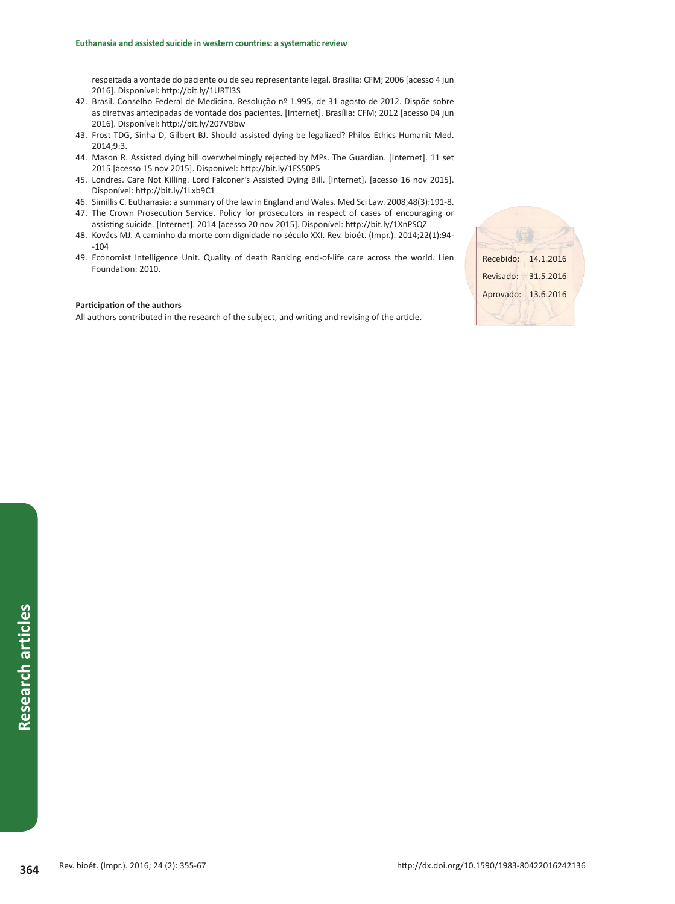respeitada a vontade do paciente ou de seu representante legal. Brasília: CFM; 2006 [acesso 4 jun 2016]. Disponível: http://bit.ly/1URTl3S

42. Brasil. Conselho Federal de Medicina. Resolução nº 1.995, de 31 agosto de 2012. Dispõe sobre as diretivas antecipadas de vontade dos pacientes. [Internet]. Brasília: CFM; 2012 [acesso 04 jun 2016]. Disponível: http://bit.ly/207VBbw
43. Frost TDG, Sinha D, Gilbert BJ. Should assisted dying be legalized? Philos Ethics Humanit Med. 2014;9:3.
44. Mason R. Assisted dying bill overwhelmingly rejected by MPs. The Guardian. [Internet]. 11 set 2015 [acesso 15 nov 2015]. Disponível: http://bit.ly/1ES50P5
45. Londres. Care Not Killing. Lord Falconer's Assisted Dying Bill. [Internet]. [acesso 16 nov 2015]. Disponível: http://bit.ly/1Lxb9C1
46. Simillis C. Euthanasia: a summary of the law in England and Wales. Med Sci Law. 2008;48(3):191-8.
47. The Crown Prosecution Service. Policy for prosecutors in respect of cases of encouraging or assisting suicide. [Internet]. 2014 [acesso 20 nov 2015]. Disponível: http://bit.ly/1XnPSQZ
48. Kovács MJ. A caminho da morte com dignidade no século XXI. Rev. bioét. (Impr.). 2014;22(1):94-104
49. Economist Intelligence Unit. Quality of death Ranking end-of-life care across the world. Lien Foundation: 2010.

**Participation of the authors**

All authors contributed in the research of the subject, and writing and revising of the article.

| | |
|---|---|
| Recebido: | 14.1.2016 |
| Revisado: | 31.5.2016 |
| Aprovado: | 13.6.2016 |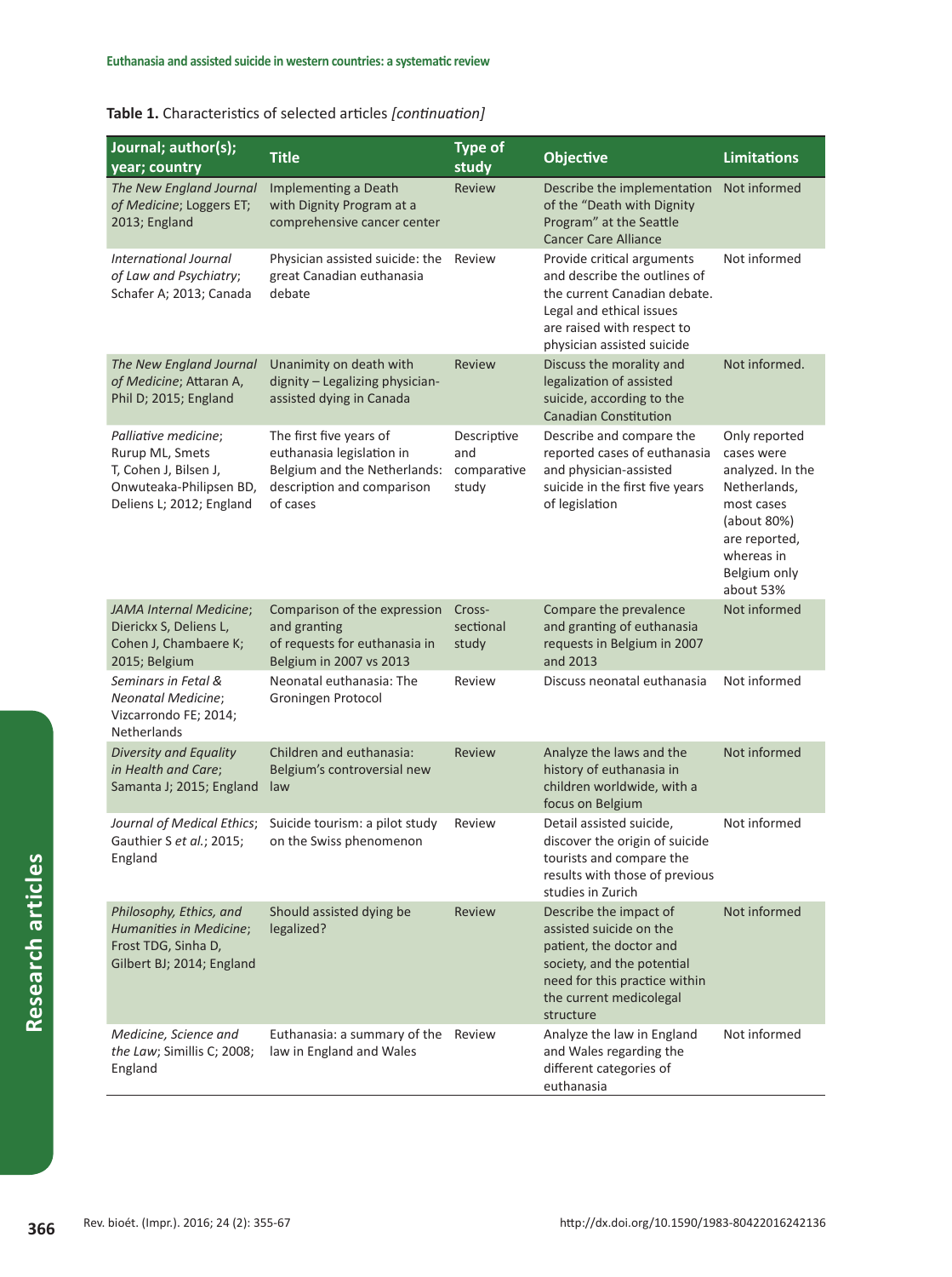**Table 1.** Characteristics of selected articles *[continuation]*

| Journal; author(s); year; country | Title | Type of study | Objective | Limitations |
|---|---|---|---|---|
| *The New England Journal of Medicine*; Loggers ET; 2013; England | Implementing a Death with Dignity Program at a comprehensive cancer center | Review | Describe the implementation of the "Death with Dignity Program" at the Seattle Cancer Care Alliance | Not informed |
| *International Journal of Law and Psychiatry*; Schafer A; 2013; Canada | Physician assisted suicide: the great Canadian euthanasia debate | Review | Provide critical arguments and describe the outlines of the current Canadian debate. Legal and ethical issues are raised with respect to physician assisted suicide | Not informed |
| *The New England Journal of Medicine*; Attaran A, Phil D; 2015; England | Unanimity on death with dignity – Legalizing physician-assisted dying in Canada | Review | Discuss the morality and legalization of assisted suicide, according to the Canadian Constitution | Not informed. |
| *Palliative medicine*; Rurup ML, Smets T, Cohen J, Bilsen J, Onwuteaka-Philipsen BD, Deliens L; 2012; England | The first five years of euthanasia legislation in Belgium and the Netherlands: description and comparison of cases | Descriptive and comparative study | Describe and compare the reported cases of euthanasia and physician-assisted suicide in the first five years of legislation | Only reported cases were analyzed. In the Netherlands, most cases (about 80%) are reported, whereas in Belgium only about 53% |
| *JAMA Internal Medicine*; Dierickx S, Deliens L, Cohen J, Chambaere K; 2015; Belgium | Comparison of the expression and granting of requests for euthanasia in Belgium in 2007 vs 2013 | Cross-sectional study | Compare the prevalence and granting of euthanasia requests in Belgium in 2007 and 2013 | Not informed |
| *Seminars in Fetal & Neonatal Medicine*; Vizcarrondo FE; 2014; Netherlands | Neonatal euthanasia: The Groningen Protocol | Review | Discuss neonatal euthanasia | Not informed |
| *Diversity and Equality in Health and Care*; Samanta J; 2015; England | Children and euthanasia: Belgium's controversial new law | Review | Analyze the laws and the history of euthanasia in children worldwide, with a focus on Belgium | Not informed |
| *Journal of Medical Ethics*; Gauthier S *et al.*; 2015; England | Suicide tourism: a pilot study on the Swiss phenomenon | Review | Detail assisted suicide, discover the origin of suicide tourists and compare the results with those of previous studies in Zurich | Not informed |
| *Philosophy, Ethics, and Humanities in Medicine*; Frost TDG, Sinha D, Gilbert BJ; 2014; England | Should assisted dying be legalized? | Review | Describe the impact of assisted suicide on the patient, the doctor and society, and the potential need for this practice within the current medicolegal structure | Not informed |
| *Medicine, Science and the Law*; Simillis C; 2008; England | Euthanasia: a summary of the law in England and Wales | Review | Analyze the law in England and Wales regarding the different categories of euthanasia | Not informed |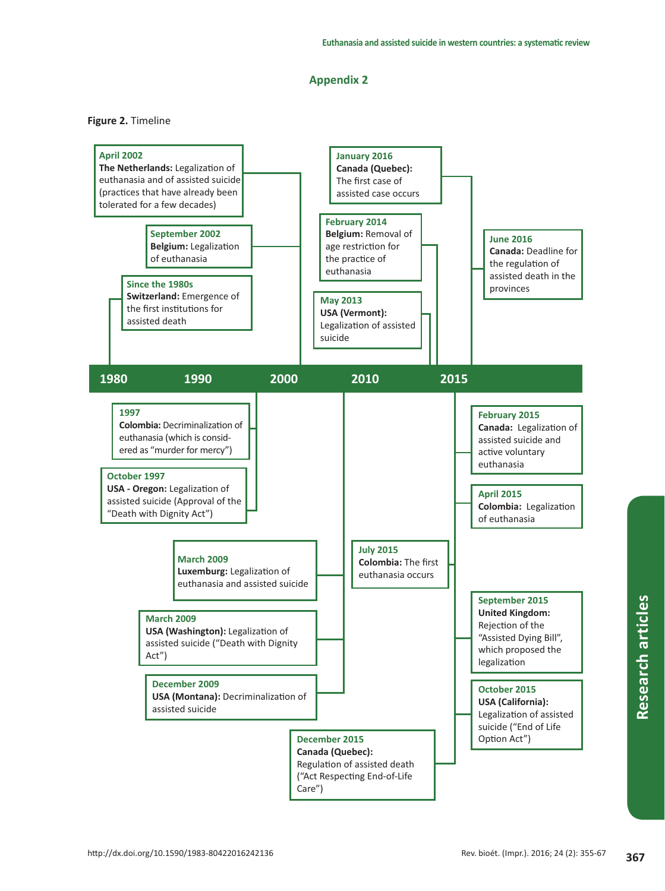## Appendix 2

**Figure 2.** Timeline

**Since the 1980s**
**Switzerland:** Emergence of the first institutions for assisted death

**1997**
**Colombia:** Decriminalization of euthanasia (which is considered as "murder for mercy")

**October 1997**
**USA - Oregon:** Legalization of assisted suicide (Approval of the "Death with Dignity Act")

**April 2002**
**The Netherlands:** Legalization of euthanasia and of assisted suicide (practices that have already been tolerated for a few decades)

**September 2002**
**Belgium:** Legalization of euthanasia

**March 2009**
**Luxemburg:** Legalization of euthanasia and assisted suicide

**March 2009**
**USA (Washington):** Legalization of assisted suicide ("Death with Dignity Act")

**December 2009**
**USA (Montana):** Decriminalization of assisted suicide

**May 2013**
**USA (Vermont):** Legalization of assisted suicide

**February 2014**
**Belgium:** Removal of age restriction for the practice of euthanasia

**February 2015**
**Canada:** Legalization of assisted suicide and active voluntary euthanasia

**April 2015**
**Colombia:** Legalization of euthanasia

**July 2015**
**Colombia:** The first euthanasia occurs

**September 2015**
**United Kingdom:** Rejection of the "Assisted Dying Bill", which proposed the legalization

**October 2015**
**USA (California):** Legalization of assisted suicide ("End of Life Option Act")

**December 2015**
**Canada (Quebec):** Regulation of assisted death ("Act Respecting End-of-Life Care")

**January 2016**
**Canada (Quebec):** The first case of assisted case occurs

**June 2016**
**Canada:** Deadline for the regulation of assisted death in the provinces

1980 — 1990 — 2000 — 2010 — 2015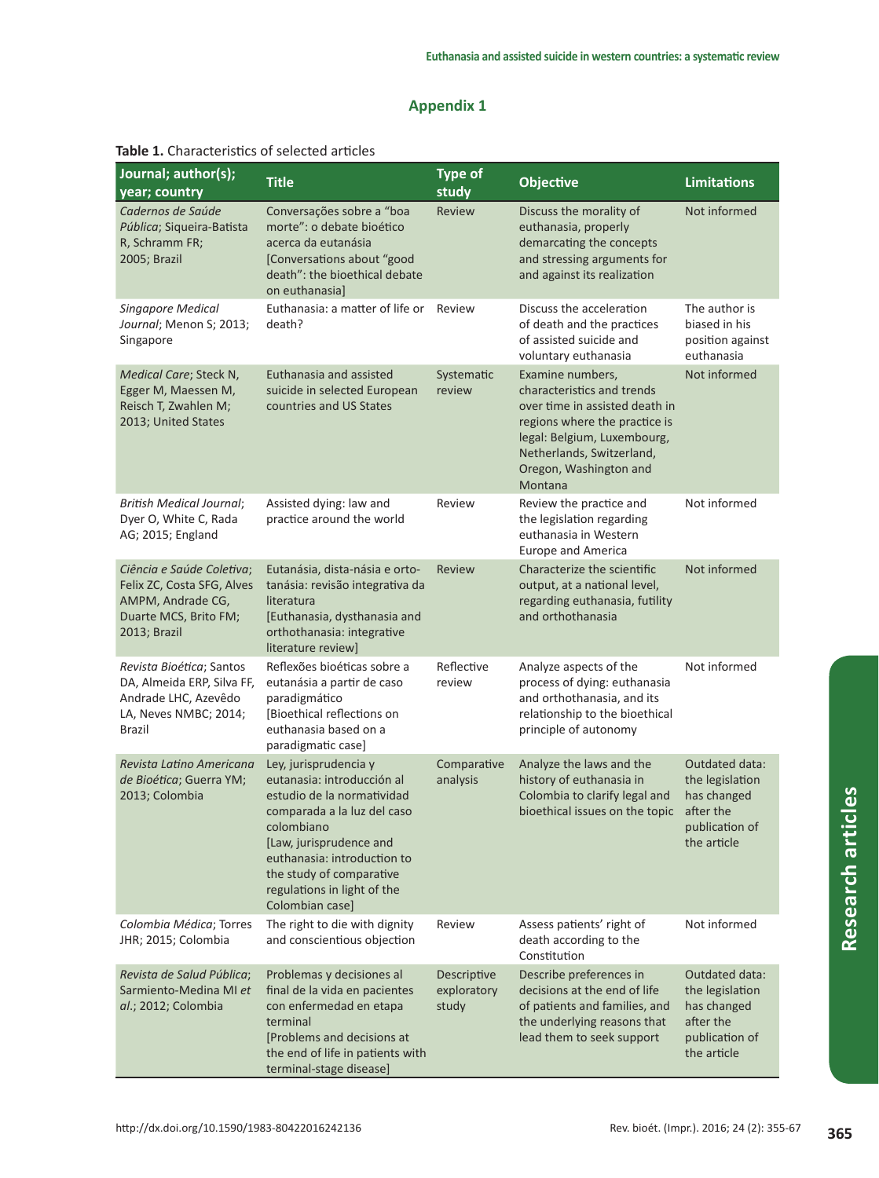## Appendix 1

**Table 1.** Characteristics of selected articles

| Journal; author(s); year; country | Title | Type of study | Objective | Limitations |
|---|---|---|---|---|
| *Cadernos de Saúde Pública*; Siqueira-Batista R, Schramm FR; 2005; Brazil | Conversações sobre a "boa morte": o debate bioético acerca da eutanásia [Conversations about "good death": the bioethical debate on euthanasia] | Review | Discuss the morality of euthanasia, properly demarcating the concepts and stressing arguments for and against its realization | Not informed |
| *Singapore Medical Journal*; Menon S; 2013; Singapore | Euthanasia: a matter of life or death? | Review | Discuss the acceleration of death and the practices of assisted suicide and voluntary euthanasia | The author is biased in his position against euthanasia |
| *Medical Care*; Steck N, Egger M, Maessen M, Reisch T, Zwahlen M; 2013; United States | Euthanasia and assisted suicide in selected European countries and US States | Systematic review | Examine numbers, characteristics and trends over time in assisted death in regions where the practice is legal: Belgium, Luxembourg, Netherlands, Switzerland, Oregon, Washington and Montana | Not informed |
| *British Medical Journal*; Dyer O, White C, Rada AG; 2015; England | Assisted dying: law and practice around the world | Review | Review the practice and the legislation regarding euthanasia in Western Europe and America | Not informed |
| *Ciência e Saúde Coletiva*; Felix ZC, Costa SFG, Alves AMPM, Andrade CG, Duarte MCS, Brito FM; 2013; Brazil | Eutanásia, dista-násia e orto-tanásia: revisão integrativa da literatura [Euthanasia, dysthanasia and orthothanasia: integrative literature review] | Review | Characterize the scientific output, at a national level, regarding euthanasia, futility and orthothanasia | Not informed |
| *Revista Bioética*; Santos DA, Almeida ERP, Silva FF, Andrade LHC, Azevêdo LA, Neves NMBC; 2014; Brazil | Reflexões bioéticas sobre a eutanásia a partir de caso paradigmático [Bioethical reflections on euthanasia based on a paradigmatic case] | Reflective review | Analyze aspects of the process of dying: euthanasia and orthothanasia, and its relationship to the bioethical principle of autonomy | Not informed |
| *Revista Latino Americana de Bioética*; Guerra YM; 2013; Colombia | Ley, jurisprudencia y eutanasia: introducción al estudio de la normatividad comparada a la luz del caso colombiano [Law, jurisprudence and euthanasia: introduction to the study of comparative regulations in light of the Colombian case] | Comparative analysis | Analyze the laws and the history of euthanasia in Colombia to clarify legal and bioethical issues on the topic | Outdated data: the legislation has changed after the publication of the article |
| *Colombia Médica*; Torres JHR; 2015; Colombia | The right to die with dignity and conscientious objection | Review | Assess patients' right of death according to the Constitution | Not informed |
| *Revista de Salud Pública*; Sarmiento-Medina MI *et al.*; 2012; Colombia | Problemas y decisiones al final de la vida en pacientes con enfermedad en etapa terminal [Problems and decisions at the end of life in patients with terminal-stage disease] | Descriptive exploratory study | Describe preferences in decisions at the end of life of patients and families, and the underlying reasons that lead them to seek support | Outdated data: the legislation has changed after the publication of the article |

http://dx.doi.org/10.1590/1983-80422016242136